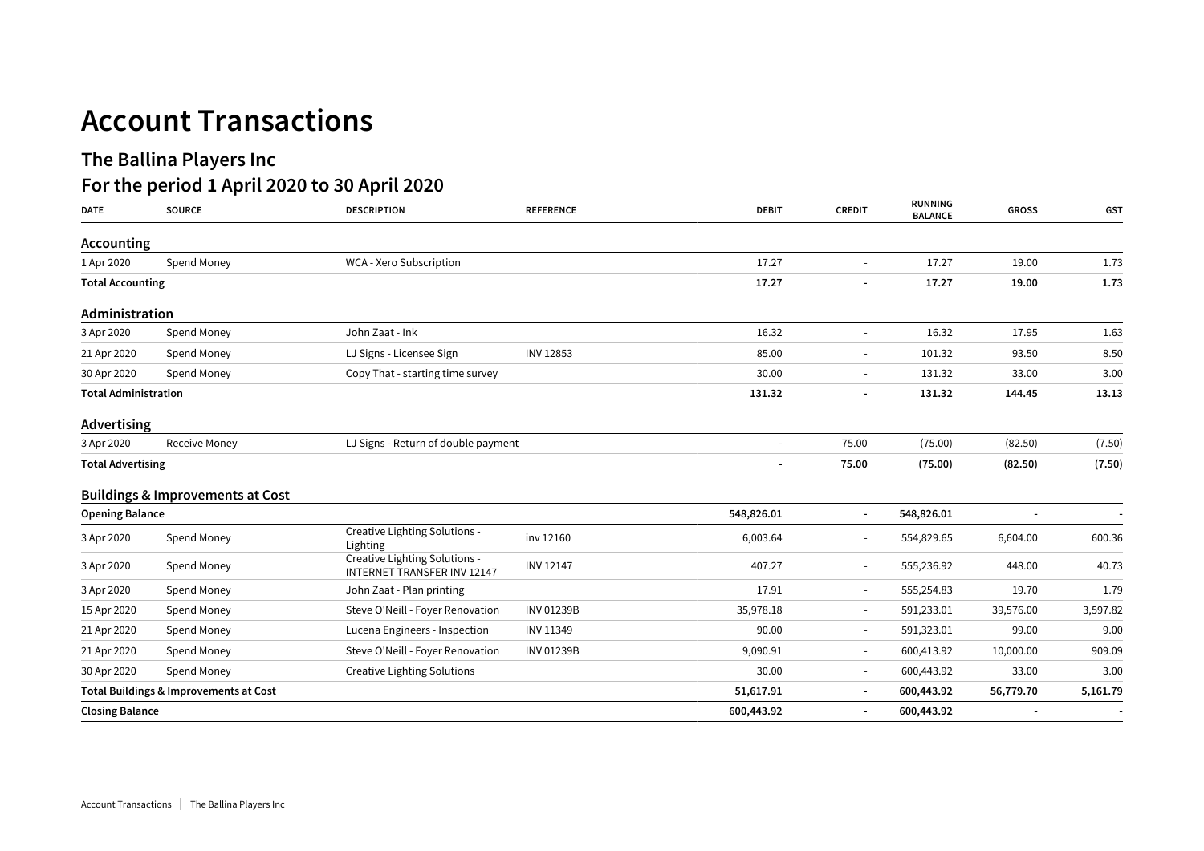# Account Transactions

## The Ballina Players Inc

## For the period 1 April 2020 to 30 April 2020

| DATE | SOURCE | DESCRIPTION | REFERENCE | DEBIT | CREDIT | RUNNING BALANCE | GROSS | GST |
|---|---|---|---|---|---|---|---|---|
| **Accounting** | | | | | | | | |
| 1 Apr 2020 | Spend Money | WCA - Xero Subscription | | 17.27 | - | 17.27 | 19.00 | 1.73 |
| **Total Accounting** | | | | **17.27** | **-** | **17.27** | **19.00** | **1.73** |
| **Administration** | | | | | | | | |
| 3 Apr 2020 | Spend Money | John Zaat - Ink | | 16.32 | - | 16.32 | 17.95 | 1.63 |
| 21 Apr 2020 | Spend Money | LJ Signs - Licensee Sign | INV 12853 | 85.00 | - | 101.32 | 93.50 | 8.50 |
| 30 Apr 2020 | Spend Money | Copy That - starting time survey | | 30.00 | - | 131.32 | 33.00 | 3.00 |
| **Total Administration** | | | | **131.32** | **-** | **131.32** | **144.45** | **13.13** |
| **Advertising** | | | | | | | | |
| 3 Apr 2020 | Receive Money | LJ Signs - Return of double payment | | - | 75.00 | (75.00) | (82.50) | (7.50) |
| **Total Advertising** | | | | **-** | **75.00** | **(75.00)** | **(82.50)** | **(7.50)** |
| **Buildings & Improvements at Cost** | | | | | | | | |
| **Opening Balance** | | | | **548,826.01** | **-** | **548,826.01** | **-** | **-** |
| 3 Apr 2020 | Spend Money | Creative Lighting Solutions - Lighting | inv 12160 | 6,003.64 | - | 554,829.65 | 6,604.00 | 600.36 |
| 3 Apr 2020 | Spend Money | Creative Lighting Solutions - INTERNET TRANSFER INV 12147 | INV 12147 | 407.27 | - | 555,236.92 | 448.00 | 40.73 |
| 3 Apr 2020 | Spend Money | John Zaat - Plan printing | | 17.91 | - | 555,254.83 | 19.70 | 1.79 |
| 15 Apr 2020 | Spend Money | Steve O'Neill - Foyer Renovation | INV 01239B | 35,978.18 | - | 591,233.01 | 39,576.00 | 3,597.82 |
| 21 Apr 2020 | Spend Money | Lucena Engineers - Inspection | INV 11349 | 90.00 | - | 591,323.01 | 99.00 | 9.00 |
| 21 Apr 2020 | Spend Money | Steve O'Neill - Foyer Renovation | INV 01239B | 9,090.91 | - | 600,413.92 | 10,000.00 | 909.09 |
| 30 Apr 2020 | Spend Money | Creative Lighting Solutions | | 30.00 | - | 600,443.92 | 33.00 | 3.00 |
| **Total Buildings & Improvements at Cost** | | | | **51,617.91** | **-** | **600,443.92** | **56,779.70** | **5,161.79** |
| **Closing Balance** | | | | **600,443.92** | **-** | **600,443.92** | **-** | **-** |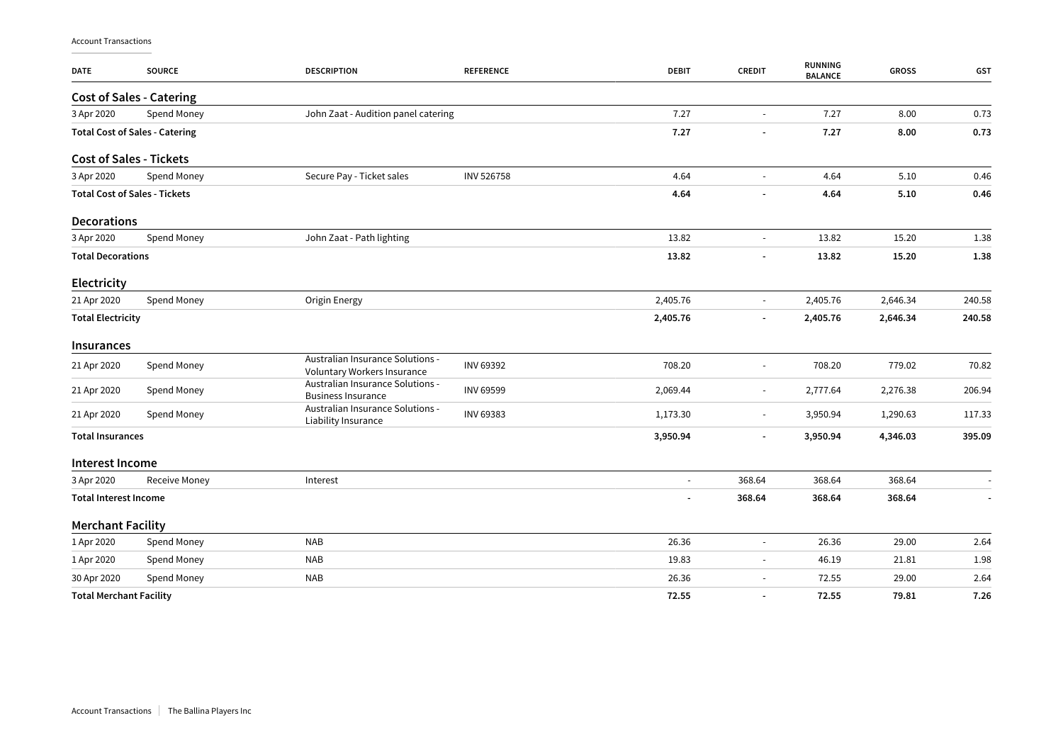Account Transactions

| DATE | SOURCE | DESCRIPTION | REFERENCE | DEBIT | CREDIT | RUNNING BALANCE | GROSS | GST |
|---|---|---|---|---|---|---|---|---|
| **Cost of Sales - Catering** | | | | | | | | |
| 3 Apr 2020 | Spend Money | John Zaat - Audition panel catering | | 7.27 | - | 7.27 | 8.00 | 0.73 |
| **Total Cost of Sales - Catering** | | | | **7.27** | **-** | **7.27** | **8.00** | **0.73** |
| **Cost of Sales - Tickets** | | | | | | | | |
| 3 Apr 2020 | Spend Money | Secure Pay - Ticket sales | INV 526758 | 4.64 | - | 4.64 | 5.10 | 0.46 |
| **Total Cost of Sales - Tickets** | | | | **4.64** | **-** | **4.64** | **5.10** | **0.46** |
| **Decorations** | | | | | | | | |
| 3 Apr 2020 | Spend Money | John Zaat - Path lighting | | 13.82 | - | 13.82 | 15.20 | 1.38 |
| **Total Decorations** | | | | **13.82** | **-** | **13.82** | **15.20** | **1.38** |
| **Electricity** | | | | | | | | |
| 21 Apr 2020 | Spend Money | Origin Energy | | 2,405.76 | - | 2,405.76 | 2,646.34 | 240.58 |
| **Total Electricity** | | | | **2,405.76** | **-** | **2,405.76** | **2,646.34** | **240.58** |
| **Insurances** | | | | | | | | |
| 21 Apr 2020 | Spend Money | Australian Insurance Solutions - Voluntary Workers Insurance | INV 69392 | 708.20 | - | 708.20 | 779.02 | 70.82 |
| 21 Apr 2020 | Spend Money | Australian Insurance Solutions - Business Insurance | INV 69599 | 2,069.44 | - | 2,777.64 | 2,276.38 | 206.94 |
| 21 Apr 2020 | Spend Money | Australian Insurance Solutions - Liability Insurance | INV 69383 | 1,173.30 | - | 3,950.94 | 1,290.63 | 117.33 |
| **Total Insurances** | | | | **3,950.94** | **-** | **3,950.94** | **4,346.03** | **395.09** |
| **Interest Income** | | | | | | | | |
| 3 Apr 2020 | Receive Money | Interest | | - | 368.64 | 368.64 | 368.64 | - |
| **Total Interest Income** | | | | **-** | **368.64** | **368.64** | **368.64** | **-** |
| **Merchant Facility** | | | | | | | | |
| 1 Apr 2020 | Spend Money | NAB | | 26.36 | - | 26.36 | 29.00 | 2.64 |
| 1 Apr 2020 | Spend Money | NAB | | 19.83 | - | 46.19 | 21.81 | 1.98 |
| 30 Apr 2020 | Spend Money | NAB | | 26.36 | - | 72.55 | 29.00 | 2.64 |
| **Total Merchant Facility** | | | | **72.55** | **-** | **72.55** | **79.81** | **7.26** |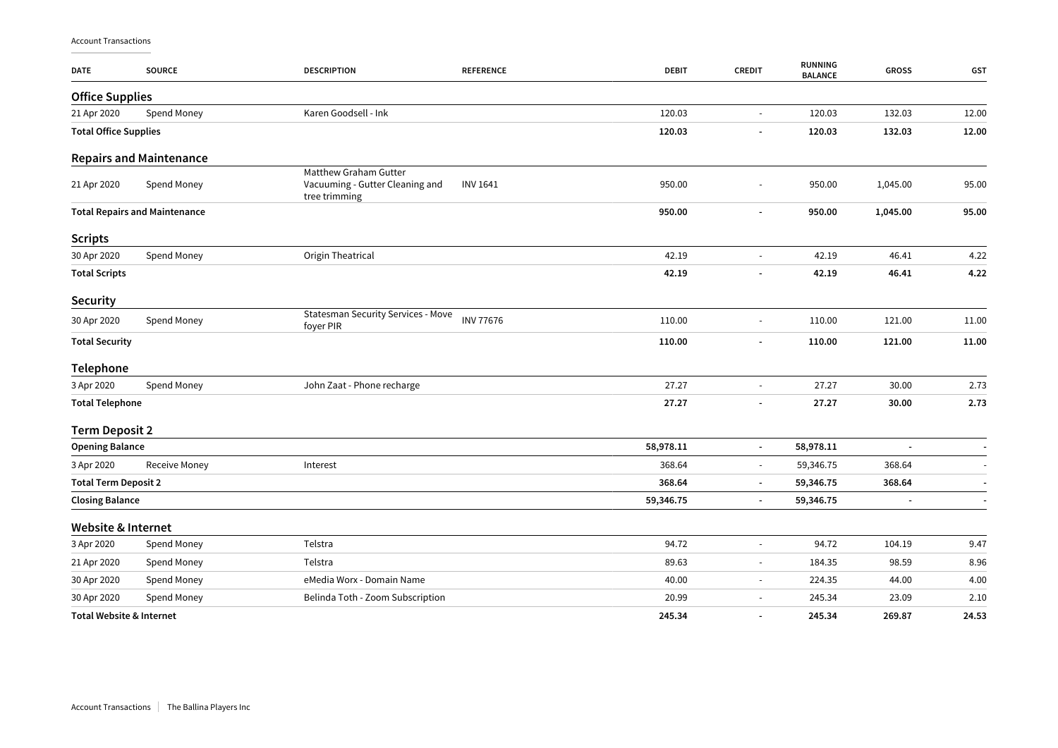Account Transactions

| DATE | SOURCE | DESCRIPTION | REFERENCE | DEBIT | CREDIT | RUNNING BALANCE | GROSS | GST |
|---|---|---|---|---|---|---|---|---|
| **Office Supplies** | | | | | | | | |
| 21 Apr 2020 | Spend Money | Karen Goodsell - Ink | | 120.03 | - | 120.03 | 132.03 | 12.00 |
| **Total Office Supplies** | | | | **120.03** | **-** | **120.03** | **132.03** | **12.00** |
| **Repairs and Maintenance** | | | | | | | | |
| 21 Apr 2020 | Spend Money | Matthew Graham Gutter Vacuuming - Gutter Cleaning and tree trimming | INV 1641 | 950.00 | - | 950.00 | 1,045.00 | 95.00 |
| **Total Repairs and Maintenance** | | | | **950.00** | **-** | **950.00** | **1,045.00** | **95.00** |
| **Scripts** | | | | | | | | |
| 30 Apr 2020 | Spend Money | Origin Theatrical | | 42.19 | - | 42.19 | 46.41 | 4.22 |
| **Total Scripts** | | | | **42.19** | **-** | **42.19** | **46.41** | **4.22** |
| **Security** | | | | | | | | |
| 30 Apr 2020 | Spend Money | Statesman Security Services - Move foyer PIR | INV 77676 | 110.00 | - | 110.00 | 121.00 | 11.00 |
| **Total Security** | | | | **110.00** | **-** | **110.00** | **121.00** | **11.00** |
| **Telephone** | | | | | | | | |
| 3 Apr 2020 | Spend Money | John Zaat - Phone recharge | | 27.27 | - | 27.27 | 30.00 | 2.73 |
| **Total Telephone** | | | | **27.27** | **-** | **27.27** | **30.00** | **2.73** |
| **Term Deposit 2** | | | | | | | | |
| **Opening Balance** | | | | **58,978.11** | **-** | **58,978.11** | **-** | **-** |
| 3 Apr 2020 | Receive Money | Interest | | 368.64 | - | 59,346.75 | 368.64 | - |
| **Total Term Deposit 2** | | | | **368.64** | **-** | **59,346.75** | **368.64** | **-** |
| **Closing Balance** | | | | **59,346.75** | **-** | **59,346.75** | **-** | **-** |
| **Website & Internet** | | | | | | | | |
| 3 Apr 2020 | Spend Money | Telstra | | 94.72 | - | 94.72 | 104.19 | 9.47 |
| 21 Apr 2020 | Spend Money | Telstra | | 89.63 | - | 184.35 | 98.59 | 8.96 |
| 30 Apr 2020 | Spend Money | eMedia Worx - Domain Name | | 40.00 | - | 224.35 | 44.00 | 4.00 |
| 30 Apr 2020 | Spend Money | Belinda Toth - Zoom Subscription | | 20.99 | - | 245.34 | 23.09 | 2.10 |
| **Total Website & Internet** | | | | **245.34** | **-** | **245.34** | **269.87** | **24.53** |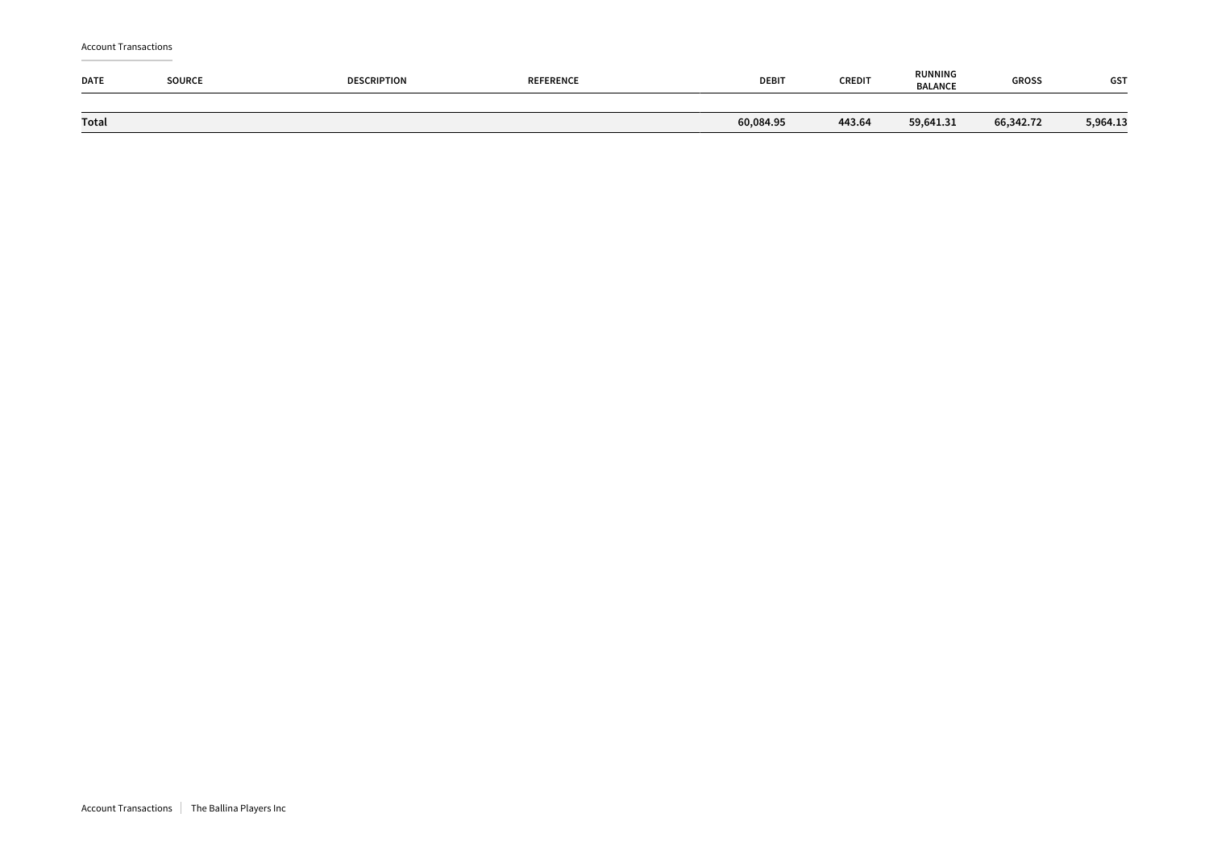Account Transactions

| DATE | SOURCE | DESCRIPTION | REFERENCE | DEBIT | CREDIT | RUNNING BALANCE | GROSS | GST |
|---|---|---|---|---|---|---|---|---|
| **Total** | | | | **60,084.95** | **443.64** | **59,641.31** | **66,342.72** | **5,964.13** |